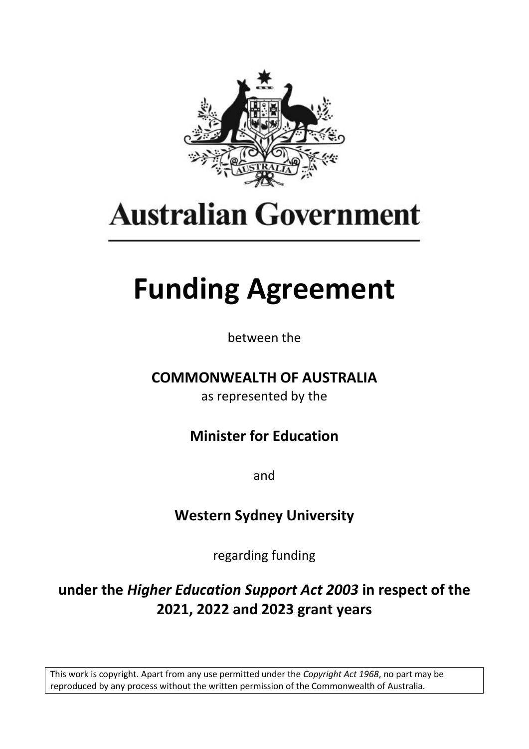Australian Government

# Funding Agreement

between the

**COMMONWEALTH OF AUSTRALIA**

as represented by the

**Minister for Education**

and

**Western Sydney University**

regarding funding

**under the *Higher Education Support Act 2003* in respect of the 2021, 2022 and 2023 grant years**

This work is copyright. Apart from any use permitted under the *Copyright Act 1968*, no part may be reproduced by any process without the written permission of the Commonwealth of Australia.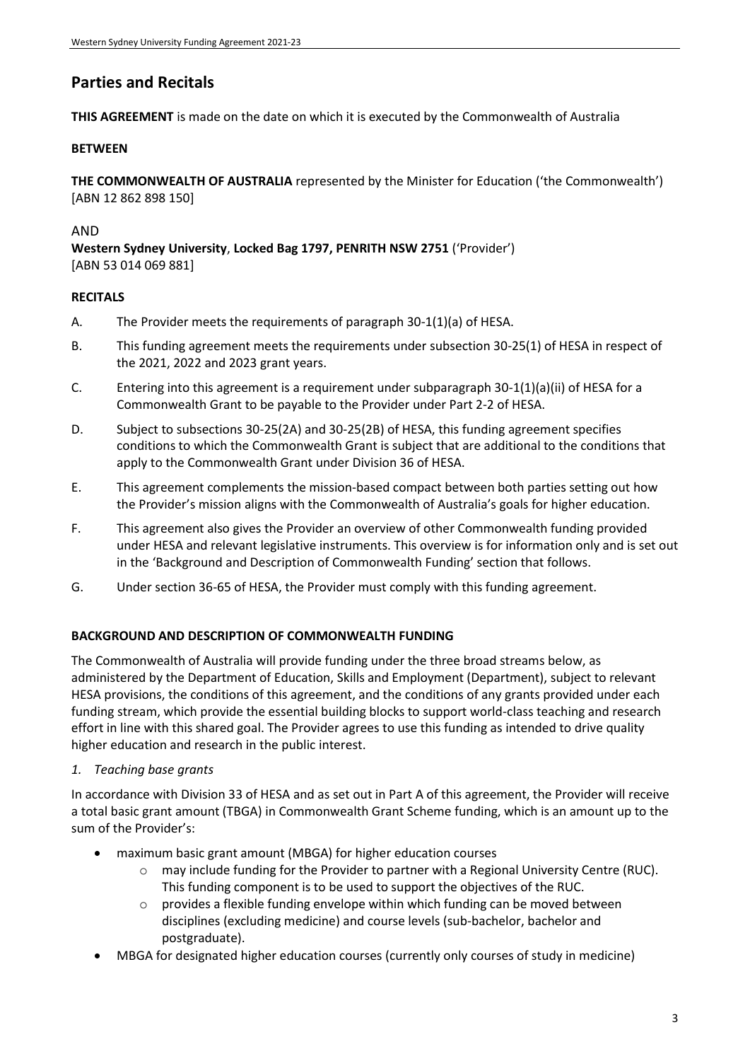## Parties and Recitals

**THIS AGREEMENT** is made on the date on which it is executed by the Commonwealth of Australia

**BETWEEN**

**THE COMMONWEALTH OF AUSTRALIA** represented by the Minister for Education ('the Commonwealth') [ABN 12 862 898 150]

AND

**Western Sydney University**, **Locked Bag 1797, PENRITH NSW 2751** ('Provider') [ABN 53 014 069 881]

**RECITALS**

A. The Provider meets the requirements of paragraph 30-1(1)(a) of HESA.

B. This funding agreement meets the requirements under subsection 30-25(1) of HESA in respect of the 2021, 2022 and 2023 grant years.

C. Entering into this agreement is a requirement under subparagraph 30-1(1)(a)(ii) of HESA for a Commonwealth Grant to be payable to the Provider under Part 2-2 of HESA.

D. Subject to subsections 30-25(2A) and 30-25(2B) of HESA, this funding agreement specifies conditions to which the Commonwealth Grant is subject that are additional to the conditions that apply to the Commonwealth Grant under Division 36 of HESA.

E. This agreement complements the mission-based compact between both parties setting out how the Provider's mission aligns with the Commonwealth of Australia's goals for higher education.

F. This agreement also gives the Provider an overview of other Commonwealth funding provided under HESA and relevant legislative instruments. This overview is for information only and is set out in the 'Background and Description of Commonwealth Funding' section that follows.

G. Under section 36-65 of HESA, the Provider must comply with this funding agreement.

**BACKGROUND AND DESCRIPTION OF COMMONWEALTH FUNDING**

The Commonwealth of Australia will provide funding under the three broad streams below, as administered by the Department of Education, Skills and Employment (Department), subject to relevant HESA provisions, the conditions of this agreement, and the conditions of any grants provided under each funding stream, which provide the essential building blocks to support world-class teaching and research effort in line with this shared goal. The Provider agrees to use this funding as intended to drive quality higher education and research in the public interest.

*1. Teaching base grants*

In accordance with Division 33 of HESA and as set out in Part A of this agreement, the Provider will receive a total basic grant amount (TBGA) in Commonwealth Grant Scheme funding, which is an amount up to the sum of the Provider's:

- maximum basic grant amount (MBGA) for higher education courses
  - may include funding for the Provider to partner with a Regional University Centre (RUC). This funding component is to be used to support the objectives of the RUC.
  - provides a flexible funding envelope within which funding can be moved between disciplines (excluding medicine) and course levels (sub-bachelor, bachelor and postgraduate).
- MBGA for designated higher education courses (currently only courses of study in medicine)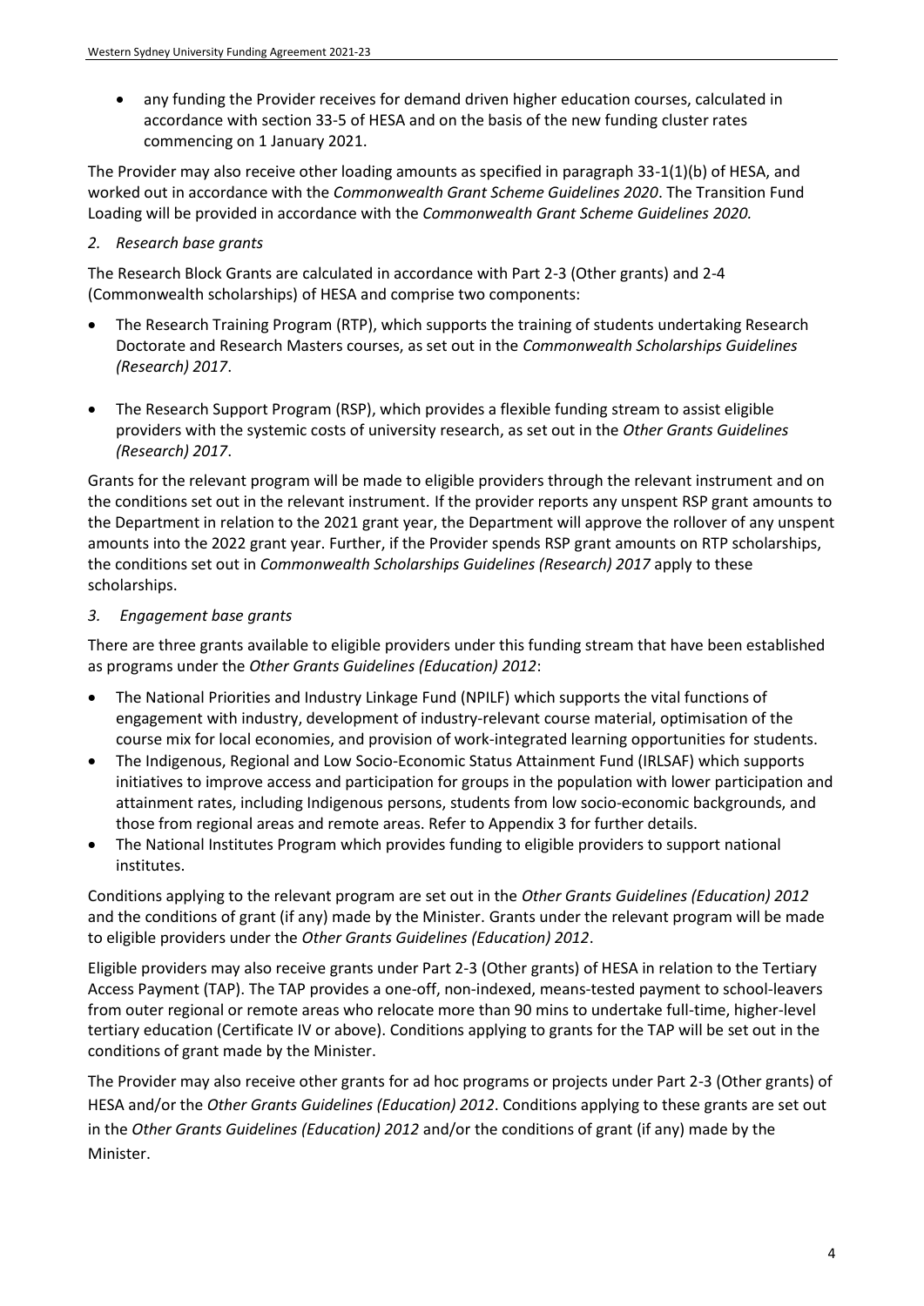- any funding the Provider receives for demand driven higher education courses, calculated in accordance with section 33-5 of HESA and on the basis of the new funding cluster rates commencing on 1 January 2021.

The Provider may also receive other loading amounts as specified in paragraph 33-1(1)(b) of HESA, and worked out in accordance with the *Commonwealth Grant Scheme Guidelines 2020*. The Transition Fund Loading will be provided in accordance with the *Commonwealth Grant Scheme Guidelines 2020.*

*2. Research base grants*

The Research Block Grants are calculated in accordance with Part 2-3 (Other grants) and 2-4 (Commonwealth scholarships) of HESA and comprise two components:

- The Research Training Program (RTP), which supports the training of students undertaking Research Doctorate and Research Masters courses, as set out in the *Commonwealth Scholarships Guidelines (Research) 2017*.
- The Research Support Program (RSP), which provides a flexible funding stream to assist eligible providers with the systemic costs of university research, as set out in the *Other Grants Guidelines (Research) 2017*.

Grants for the relevant program will be made to eligible providers through the relevant instrument and on the conditions set out in the relevant instrument. If the provider reports any unspent RSP grant amounts to the Department in relation to the 2021 grant year, the Department will approve the rollover of any unspent amounts into the 2022 grant year. Further, if the Provider spends RSP grant amounts on RTP scholarships, the conditions set out in *Commonwealth Scholarships Guidelines (Research) 2017* apply to these scholarships.

*3. Engagement base grants*

There are three grants available to eligible providers under this funding stream that have been established as programs under the *Other Grants Guidelines (Education) 2012*:

- The National Priorities and Industry Linkage Fund (NPILF) which supports the vital functions of engagement with industry, development of industry-relevant course material, optimisation of the course mix for local economies, and provision of work-integrated learning opportunities for students.
- The Indigenous, Regional and Low Socio-Economic Status Attainment Fund (IRLSAF) which supports initiatives to improve access and participation for groups in the population with lower participation and attainment rates, including Indigenous persons, students from low socio-economic backgrounds, and those from regional areas and remote areas. Refer to Appendix 3 for further details.
- The National Institutes Program which provides funding to eligible providers to support national institutes.

Conditions applying to the relevant program are set out in the *Other Grants Guidelines (Education) 2012* and the conditions of grant (if any) made by the Minister. Grants under the relevant program will be made to eligible providers under the *Other Grants Guidelines (Education) 2012*.

Eligible providers may also receive grants under Part 2-3 (Other grants) of HESA in relation to the Tertiary Access Payment (TAP). The TAP provides a one-off, non-indexed, means-tested payment to school-leavers from outer regional or remote areas who relocate more than 90 mins to undertake full-time, higher-level tertiary education (Certificate IV or above). Conditions applying to grants for the TAP will be set out in the conditions of grant made by the Minister.

The Provider may also receive other grants for ad hoc programs or projects under Part 2-3 (Other grants) of HESA and/or the *Other Grants Guidelines (Education) 2012*. Conditions applying to these grants are set out in the *Other Grants Guidelines (Education) 2012* and/or the conditions of grant (if any) made by the Minister.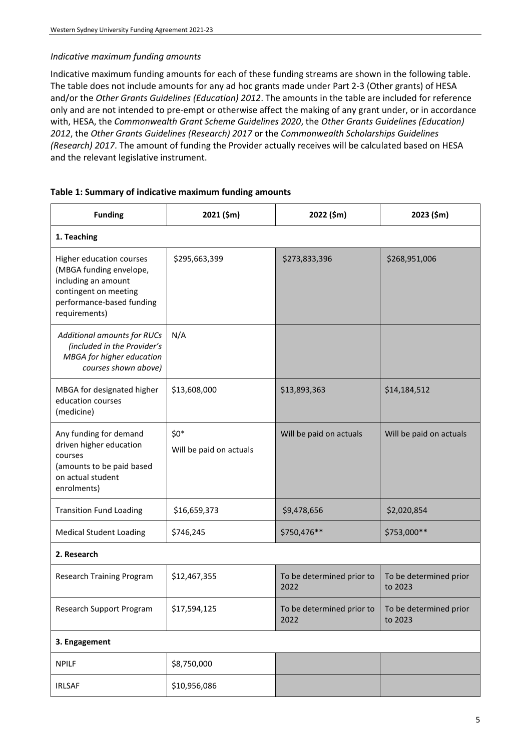*Indicative maximum funding amounts*

Indicative maximum funding amounts for each of these funding streams are shown in the following table. The table does not include amounts for any ad hoc grants made under Part 2-3 (Other grants) of HESA and/or the *Other Grants Guidelines (Education) 2012*. The amounts in the table are included for reference only and are not intended to pre-empt or otherwise affect the making of any grant under, or in accordance with, HESA, the *Commonwealth Grant Scheme Guidelines 2020*, the *Other Grants Guidelines (Education) 2012*, the *Other Grants Guidelines (Research) 2017* or the *Commonwealth Scholarships Guidelines (Research) 2017*. The amount of funding the Provider actually receives will be calculated based on HESA and the relevant legislative instrument.

**Table 1: Summary of indicative maximum funding amounts**

| Funding | 2021 ($m) | 2022 ($m) | 2023 ($m) |
|---|---|---|---|
| **1. Teaching** | | | |
| Higher education courses (MBGA funding envelope, including an amount contingent on meeting performance-based funding requirements) | $295,663,399 | $273,833,396 | $268,951,006 |
| *Additional amounts for RUCs (included in the Provider's MBGA for higher education courses shown above)* | N/A | | |
| MBGA for designated higher education courses (medicine) | $13,608,000 | $13,893,363 | $14,184,512 |
| Any funding for demand driven higher education courses (amounts to be paid based on actual student enrolments) | $0* Will be paid on actuals | Will be paid on actuals | Will be paid on actuals |
| Transition Fund Loading | $16,659,373 | $9,478,656 | $2,020,854 |
| Medical Student Loading | $746,245 | $750,476** | $753,000** |
| **2. Research** | | | |
| Research Training Program | $12,467,355 | To be determined prior to 2022 | To be determined prior to 2023 |
| Research Support Program | $17,594,125 | To be determined prior to 2022 | To be determined prior to 2023 |
| **3. Engagement** | | | |
| NPILF | $8,750,000 | | |
| IRLSAF | $10,956,086 | | |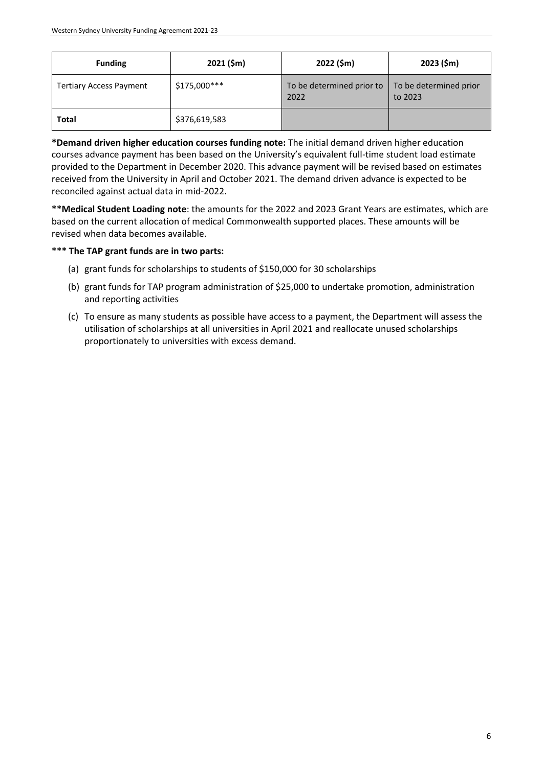| Funding | 2021 ($m) | 2022 ($m) | 2023 ($m) |
|---|---|---|---|
| Tertiary Access Payment | $175,000*** | To be determined prior to 2022 | To be determined prior to 2023 |
| **Total** | $376,619,583 | | |

**\*Demand driven higher education courses funding note:** The initial demand driven higher education courses advance payment has been based on the University's equivalent full-time student load estimate provided to the Department in December 2020. This advance payment will be revised based on estimates received from the University in April and October 2021. The demand driven advance is expected to be reconciled against actual data in mid-2022.

**\*\*Medical Student Loading note**: the amounts for the 2022 and 2023 Grant Years are estimates, which are based on the current allocation of medical Commonwealth supported places. These amounts will be revised when data becomes available.

**\*\*\* The TAP grant funds are in two parts:**

(a) grant funds for scholarships to students of $150,000 for 30 scholarships

(b) grant funds for TAP program administration of $25,000 to undertake promotion, administration and reporting activities

(c) To ensure as many students as possible have access to a payment, the Department will assess the utilisation of scholarships at all universities in April 2021 and reallocate unused scholarships proportionately to universities with excess demand.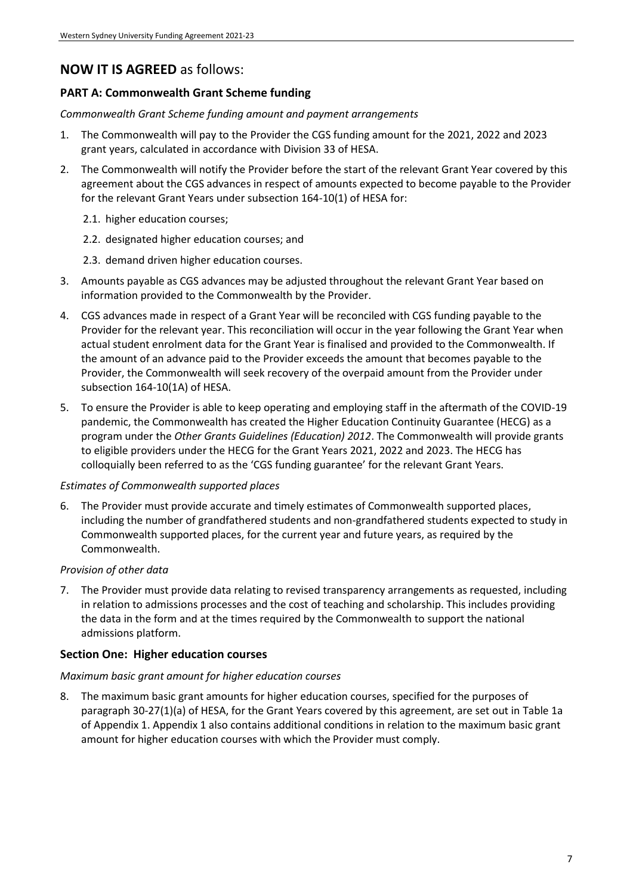## NOW IT IS AGREED as follows:

### PART A: Commonwealth Grant Scheme funding

*Commonwealth Grant Scheme funding amount and payment arrangements*

1. The Commonwealth will pay to the Provider the CGS funding amount for the 2021, 2022 and 2023 grant years, calculated in accordance with Division 33 of HESA.
2. The Commonwealth will notify the Provider before the start of the relevant Grant Year covered by this agreement about the CGS advances in respect of amounts expected to become payable to the Provider for the relevant Grant Years under subsection 164-10(1) of HESA for:
   - 2.1. higher education courses;
   - 2.2. designated higher education courses; and
   - 2.3. demand driven higher education courses.
3. Amounts payable as CGS advances may be adjusted throughout the relevant Grant Year based on information provided to the Commonwealth by the Provider.
4. CGS advances made in respect of a Grant Year will be reconciled with CGS funding payable to the Provider for the relevant year. This reconciliation will occur in the year following the Grant Year when actual student enrolment data for the Grant Year is finalised and provided to the Commonwealth. If the amount of an advance paid to the Provider exceeds the amount that becomes payable to the Provider, the Commonwealth will seek recovery of the overpaid amount from the Provider under subsection 164-10(1A) of HESA.
5. To ensure the Provider is able to keep operating and employing staff in the aftermath of the COVID-19 pandemic, the Commonwealth has created the Higher Education Continuity Guarantee (HECG) as a program under the *Other Grants Guidelines (Education) 2012*. The Commonwealth will provide grants to eligible providers under the HECG for the Grant Years 2021, 2022 and 2023. The HECG has colloquially been referred to as the 'CGS funding guarantee' for the relevant Grant Years.

*Estimates of Commonwealth supported places*

6. The Provider must provide accurate and timely estimates of Commonwealth supported places, including the number of grandfathered students and non-grandfathered students expected to study in Commonwealth supported places, for the current year and future years, as required by the Commonwealth.

*Provision of other data*

7. The Provider must provide data relating to revised transparency arrangements as requested, including in relation to admissions processes and the cost of teaching and scholarship. This includes providing the data in the form and at the times required by the Commonwealth to support the national admissions platform.

### Section One: Higher education courses

*Maximum basic grant amount for higher education courses*

8. The maximum basic grant amounts for higher education courses, specified for the purposes of paragraph 30-27(1)(a) of HESA, for the Grant Years covered by this agreement, are set out in Table 1a of Appendix 1. Appendix 1 also contains additional conditions in relation to the maximum basic grant amount for higher education courses with which the Provider must comply.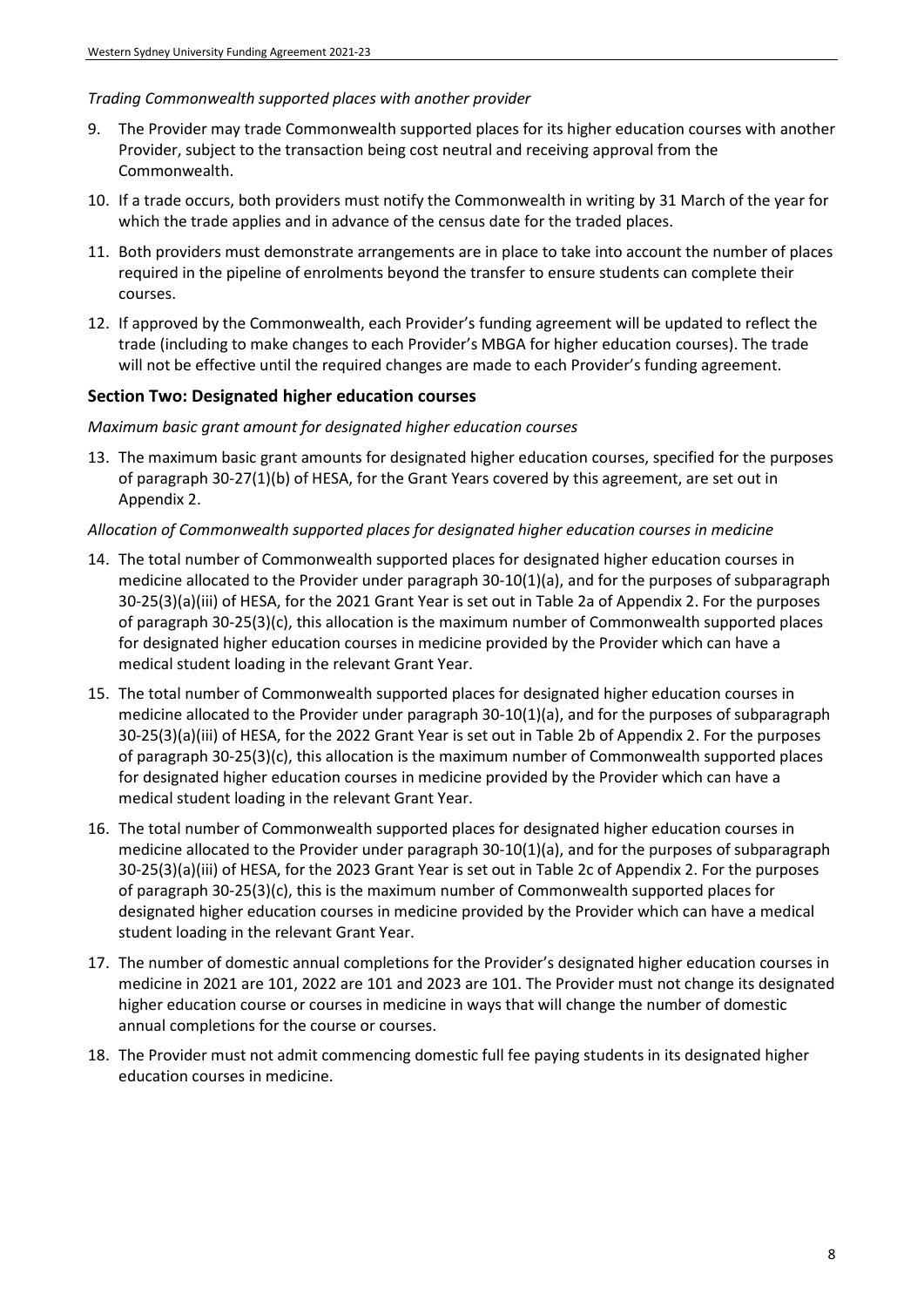*Trading Commonwealth supported places with another provider*

9. The Provider may trade Commonwealth supported places for its higher education courses with another Provider, subject to the transaction being cost neutral and receiving approval from the Commonwealth.
10. If a trade occurs, both providers must notify the Commonwealth in writing by 31 March of the year for which the trade applies and in advance of the census date for the traded places.
11. Both providers must demonstrate arrangements are in place to take into account the number of places required in the pipeline of enrolments beyond the transfer to ensure students can complete their courses.
12. If approved by the Commonwealth, each Provider's funding agreement will be updated to reflect the trade (including to make changes to each Provider's MBGA for higher education courses). The trade will not be effective until the required changes are made to each Provider's funding agreement.

## Section Two: Designated higher education courses

*Maximum basic grant amount for designated higher education courses*

13. The maximum basic grant amounts for designated higher education courses, specified for the purposes of paragraph 30-27(1)(b) of HESA, for the Grant Years covered by this agreement, are set out in Appendix 2.

*Allocation of Commonwealth supported places for designated higher education courses in medicine*

14. The total number of Commonwealth supported places for designated higher education courses in medicine allocated to the Provider under paragraph 30-10(1)(a), and for the purposes of subparagraph 30-25(3)(a)(iii) of HESA, for the 2021 Grant Year is set out in Table 2a of Appendix 2. For the purposes of paragraph 30-25(3)(c), this allocation is the maximum number of Commonwealth supported places for designated higher education courses in medicine provided by the Provider which can have a medical student loading in the relevant Grant Year.
15. The total number of Commonwealth supported places for designated higher education courses in medicine allocated to the Provider under paragraph 30-10(1)(a), and for the purposes of subparagraph 30-25(3)(a)(iii) of HESA, for the 2022 Grant Year is set out in Table 2b of Appendix 2. For the purposes of paragraph 30-25(3)(c), this allocation is the maximum number of Commonwealth supported places for designated higher education courses in medicine provided by the Provider which can have a medical student loading in the relevant Grant Year.
16. The total number of Commonwealth supported places for designated higher education courses in medicine allocated to the Provider under paragraph 30-10(1)(a), and for the purposes of subparagraph 30-25(3)(a)(iii) of HESA, for the 2023 Grant Year is set out in Table 2c of Appendix 2. For the purposes of paragraph 30-25(3)(c), this is the maximum number of Commonwealth supported places for designated higher education courses in medicine provided by the Provider which can have a medical student loading in the relevant Grant Year.
17. The number of domestic annual completions for the Provider's designated higher education courses in medicine in 2021 are 101, 2022 are 101 and 2023 are 101. The Provider must not change its designated higher education course or courses in medicine in ways that will change the number of domestic annual completions for the course or courses.
18. The Provider must not admit commencing domestic full fee paying students in its designated higher education courses in medicine.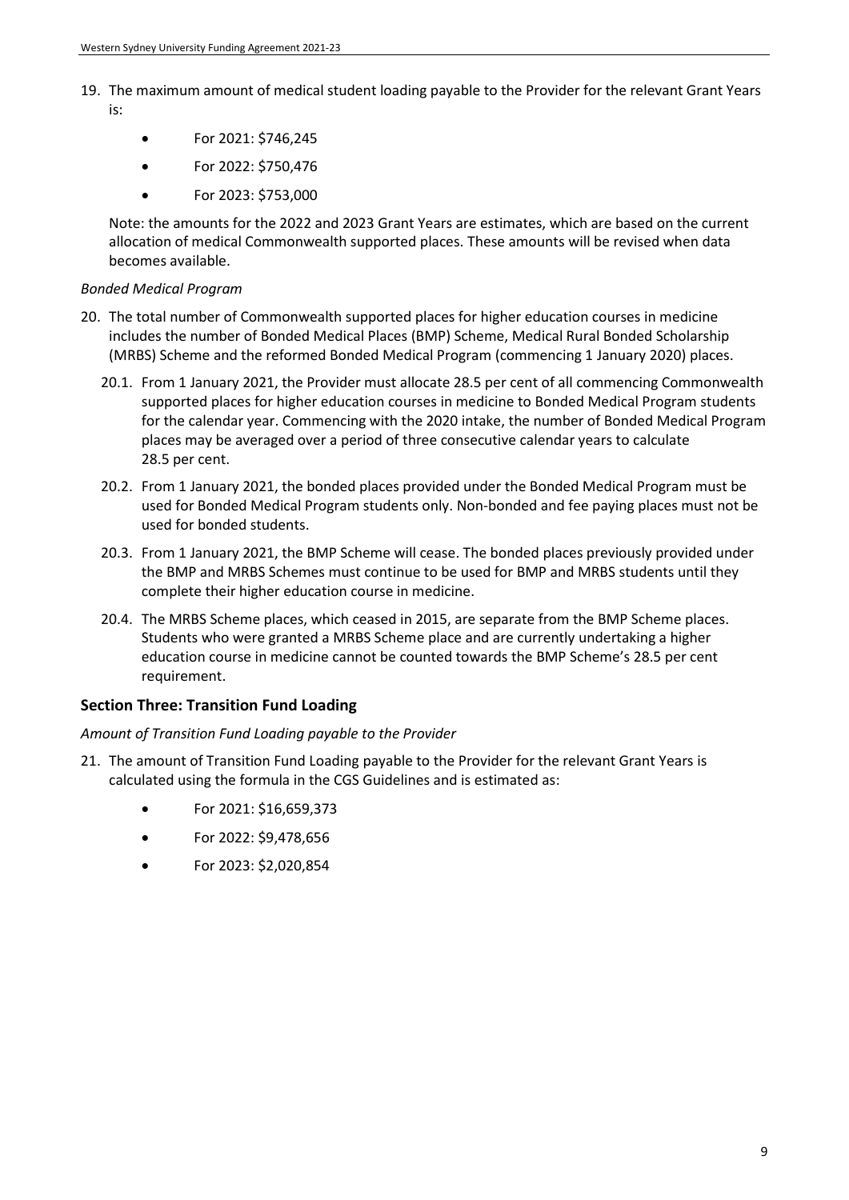19. The maximum amount of medical student loading payable to the Provider for the relevant Grant Years is:

    - For 2021: $746,245
    - For 2022: $750,476
    - For 2023: $753,000

    Note: the amounts for the 2022 and 2023 Grant Years are estimates, which are based on the current allocation of medical Commonwealth supported places. These amounts will be revised when data becomes available.

*Bonded Medical Program*

20. The total number of Commonwealth supported places for higher education courses in medicine includes the number of Bonded Medical Places (BMP) Scheme, Medical Rural Bonded Scholarship (MRBS) Scheme and the reformed Bonded Medical Program (commencing 1 January 2020) places.

    20.1. From 1 January 2021, the Provider must allocate 28.5 per cent of all commencing Commonwealth supported places for higher education courses in medicine to Bonded Medical Program students for the calendar year. Commencing with the 2020 intake, the number of Bonded Medical Program places may be averaged over a period of three consecutive calendar years to calculate 28.5 per cent.

    20.2. From 1 January 2021, the bonded places provided under the Bonded Medical Program must be used for Bonded Medical Program students only. Non-bonded and fee paying places must not be used for bonded students.

    20.3. From 1 January 2021, the BMP Scheme will cease. The bonded places previously provided under the BMP and MRBS Schemes must continue to be used for BMP and MRBS students until they complete their higher education course in medicine.

    20.4. The MRBS Scheme places, which ceased in 2015, are separate from the BMP Scheme places. Students who were granted a MRBS Scheme place and are currently undertaking a higher education course in medicine cannot be counted towards the BMP Scheme's 28.5 per cent requirement.

## Section Three: Transition Fund Loading

*Amount of Transition Fund Loading payable to the Provider*

21. The amount of Transition Fund Loading payable to the Provider for the relevant Grant Years is calculated using the formula in the CGS Guidelines and is estimated as:

    - For 2021: $16,659,373
    - For 2022: $9,478,656
    - For 2023: $2,020,854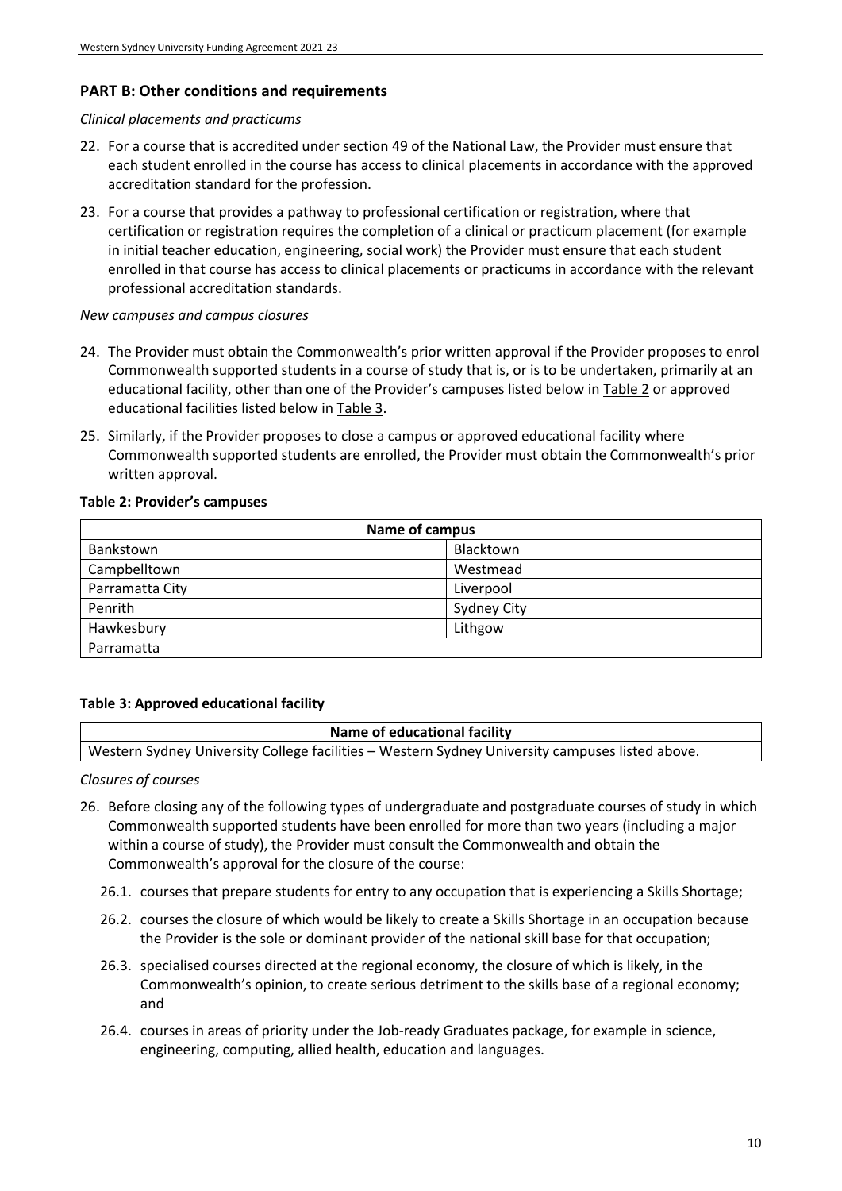## PART B: Other conditions and requirements

*Clinical placements and practicums*

22. For a course that is accredited under section 49 of the National Law, the Provider must ensure that each student enrolled in the course has access to clinical placements in accordance with the approved accreditation standard for the profession.

23. For a course that provides a pathway to professional certification or registration, where that certification or registration requires the completion of a clinical or practicum placement (for example in initial teacher education, engineering, social work) the Provider must ensure that each student enrolled in that course has access to clinical placements or practicums in accordance with the relevant professional accreditation standards.

*New campuses and campus closures*

24. The Provider must obtain the Commonwealth's prior written approval if the Provider proposes to enrol Commonwealth supported students in a course of study that is, or is to be undertaken, primarily at an educational facility, other than one of the Provider's campuses listed below in Table 2 or approved educational facilities listed below in Table 3.

25. Similarly, if the Provider proposes to close a campus or approved educational facility where Commonwealth supported students are enrolled, the Provider must obtain the Commonwealth's prior written approval.

**Table 2: Provider's campuses**

| Name of campus | |
|---|---|
| Bankstown | Blacktown |
| Campbelltown | Westmead |
| Parramatta City | Liverpool |
| Penrith | Sydney City |
| Hawkesbury | Lithgow |
| Parramatta | |

**Table 3: Approved educational facility**

| Name of educational facility |
|---|
| Western Sydney University College facilities – Western Sydney University campuses listed above. |

*Closures of courses*

26. Before closing any of the following types of undergraduate and postgraduate courses of study in which Commonwealth supported students have been enrolled for more than two years (including a major within a course of study), the Provider must consult the Commonwealth and obtain the Commonwealth's approval for the closure of the course:

    26.1. courses that prepare students for entry to any occupation that is experiencing a Skills Shortage;

    26.2. courses the closure of which would be likely to create a Skills Shortage in an occupation because the Provider is the sole or dominant provider of the national skill base for that occupation;

    26.3. specialised courses directed at the regional economy, the closure of which is likely, in the Commonwealth's opinion, to create serious detriment to the skills base of a regional economy; and

    26.4. courses in areas of priority under the Job-ready Graduates package, for example in science, engineering, computing, allied health, education and languages.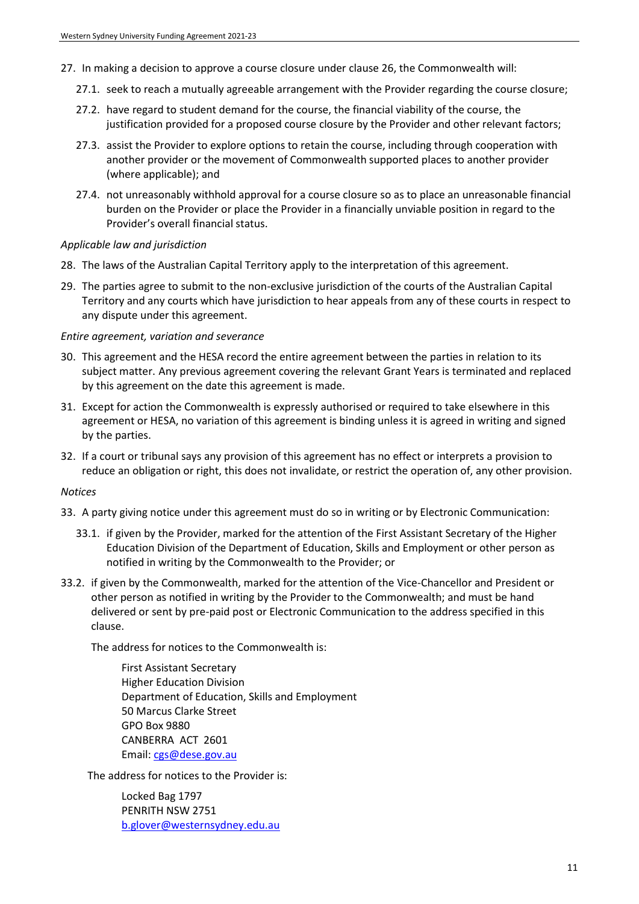27. In making a decision to approve a course closure under clause 26, the Commonwealth will:

    27.1. seek to reach a mutually agreeable arrangement with the Provider regarding the course closure;

    27.2. have regard to student demand for the course, the financial viability of the course, the justification provided for a proposed course closure by the Provider and other relevant factors;

    27.3. assist the Provider to explore options to retain the course, including through cooperation with another provider or the movement of Commonwealth supported places to another provider (where applicable); and

    27.4. not unreasonably withhold approval for a course closure so as to place an unreasonable financial burden on the Provider or place the Provider in a financially unviable position in regard to the Provider's overall financial status.

*Applicable law and jurisdiction*

28. The laws of the Australian Capital Territory apply to the interpretation of this agreement.

29. The parties agree to submit to the non-exclusive jurisdiction of the courts of the Australian Capital Territory and any courts which have jurisdiction to hear appeals from any of these courts in respect to any dispute under this agreement.

*Entire agreement, variation and severance*

30. This agreement and the HESA record the entire agreement between the parties in relation to its subject matter. Any previous agreement covering the relevant Grant Years is terminated and replaced by this agreement on the date this agreement is made.

31. Except for action the Commonwealth is expressly authorised or required to take elsewhere in this agreement or HESA, no variation of this agreement is binding unless it is agreed in writing and signed by the parties.

32. If a court or tribunal says any provision of this agreement has no effect or interprets a provision to reduce an obligation or right, this does not invalidate, or restrict the operation of, any other provision.

*Notices*

33. A party giving notice under this agreement must do so in writing or by Electronic Communication:

    33.1. if given by the Provider, marked for the attention of the First Assistant Secretary of the Higher Education Division of the Department of Education, Skills and Employment or other person as notified in writing by the Commonwealth to the Provider; or

33.2. if given by the Commonwealth, marked for the attention of the Vice-Chancellor and President or other person as notified in writing by the Provider to the Commonwealth; and must be hand delivered or sent by pre-paid post or Electronic Communication to the address specified in this clause.

The address for notices to the Commonwealth is:

First Assistant Secretary  
Higher Education Division  
Department of Education, Skills and Employment  
50 Marcus Clarke Street  
GPO Box 9880  
CANBERRA ACT 2601  
Email: cgs@dese.gov.au

The address for notices to the Provider is:

Locked Bag 1797  
PENRITH NSW 2751  
b.glover@westernsydney.edu.au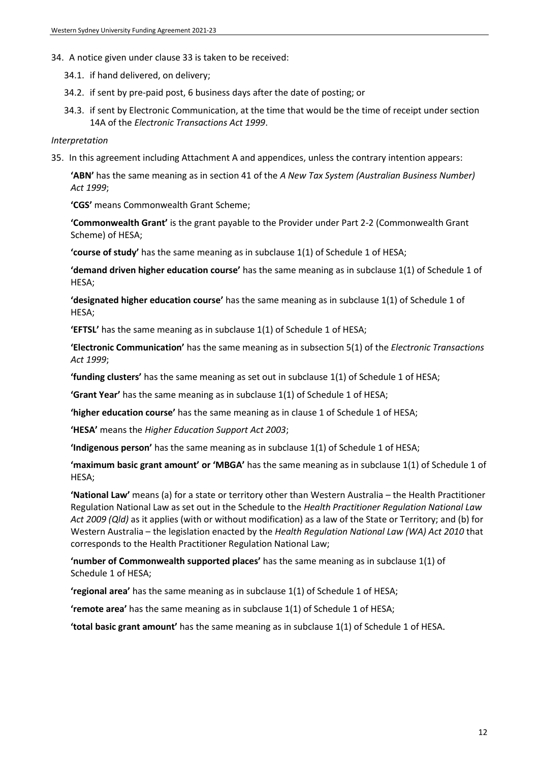34. A notice given under clause 33 is taken to be received:

    34.1. if hand delivered, on delivery;

    34.2. if sent by pre-paid post, 6 business days after the date of posting; or

    34.3. if sent by Electronic Communication, at the time that would be the time of receipt under section 14A of the *Electronic Transactions Act 1999*.

*Interpretation*

35. In this agreement including Attachment A and appendices, unless the contrary intention appears:

    **'ABN'** has the same meaning as in section 41 of the *A New Tax System (Australian Business Number) Act 1999*;

    **'CGS'** means Commonwealth Grant Scheme;

    **'Commonwealth Grant'** is the grant payable to the Provider under Part 2-2 (Commonwealth Grant Scheme) of HESA;

    **'course of study'** has the same meaning as in subclause 1(1) of Schedule 1 of HESA;

    **'demand driven higher education course'** has the same meaning as in subclause 1(1) of Schedule 1 of HESA;

    **'designated higher education course'** has the same meaning as in subclause 1(1) of Schedule 1 of HESA;

    **'EFTSL'** has the same meaning as in subclause 1(1) of Schedule 1 of HESA;

    **'Electronic Communication'** has the same meaning as in subsection 5(1) of the *Electronic Transactions Act 1999*;

    **'funding clusters'** has the same meaning as set out in subclause 1(1) of Schedule 1 of HESA;

    **'Grant Year'** has the same meaning as in subclause 1(1) of Schedule 1 of HESA;

    **'higher education course'** has the same meaning as in clause 1 of Schedule 1 of HESA;

    **'HESA'** means the *Higher Education Support Act 2003*;

    **'Indigenous person'** has the same meaning as in subclause 1(1) of Schedule 1 of HESA;

    **'maximum basic grant amount' or 'MBGA'** has the same meaning as in subclause 1(1) of Schedule 1 of HESA;

    **'National Law'** means (a) for a state or territory other than Western Australia – the Health Practitioner Regulation National Law as set out in the Schedule to the *Health Practitioner Regulation National Law Act 2009 (Qld)* as it applies (with or without modification) as a law of the State or Territory; and (b) for Western Australia – the legislation enacted by the *Health Regulation National Law (WA) Act 2010* that corresponds to the Health Practitioner Regulation National Law;

    **'number of Commonwealth supported places'** has the same meaning as in subclause 1(1) of Schedule 1 of HESA;

    **'regional area'** has the same meaning as in subclause 1(1) of Schedule 1 of HESA;

    **'remote area'** has the same meaning as in subclause 1(1) of Schedule 1 of HESA;

    **'total basic grant amount'** has the same meaning as in subclause 1(1) of Schedule 1 of HESA.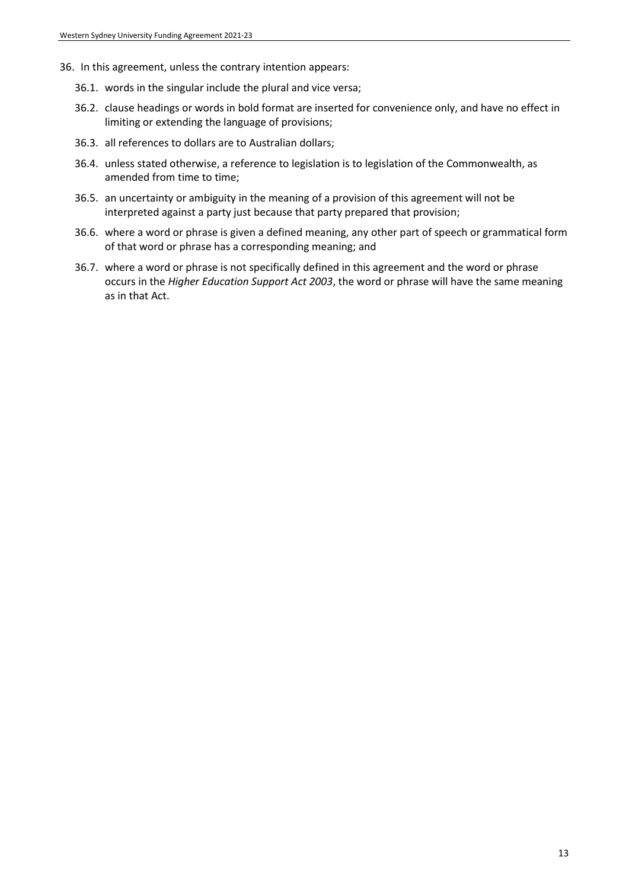36. In this agreement, unless the contrary intention appears:

    36.1. words in the singular include the plural and vice versa;

    36.2. clause headings or words in bold format are inserted for convenience only, and have no effect in limiting or extending the language of provisions;

    36.3. all references to dollars are to Australian dollars;

    36.4. unless stated otherwise, a reference to legislation is to legislation of the Commonwealth, as amended from time to time;

    36.5. an uncertainty or ambiguity in the meaning of a provision of this agreement will not be interpreted against a party just because that party prepared that provision;

    36.6. where a word or phrase is given a defined meaning, any other part of speech or grammatical form of that word or phrase has a corresponding meaning; and

    36.7. where a word or phrase is not specifically defined in this agreement and the word or phrase occurs in the *Higher Education Support Act 2003*, the word or phrase will have the same meaning as in that Act.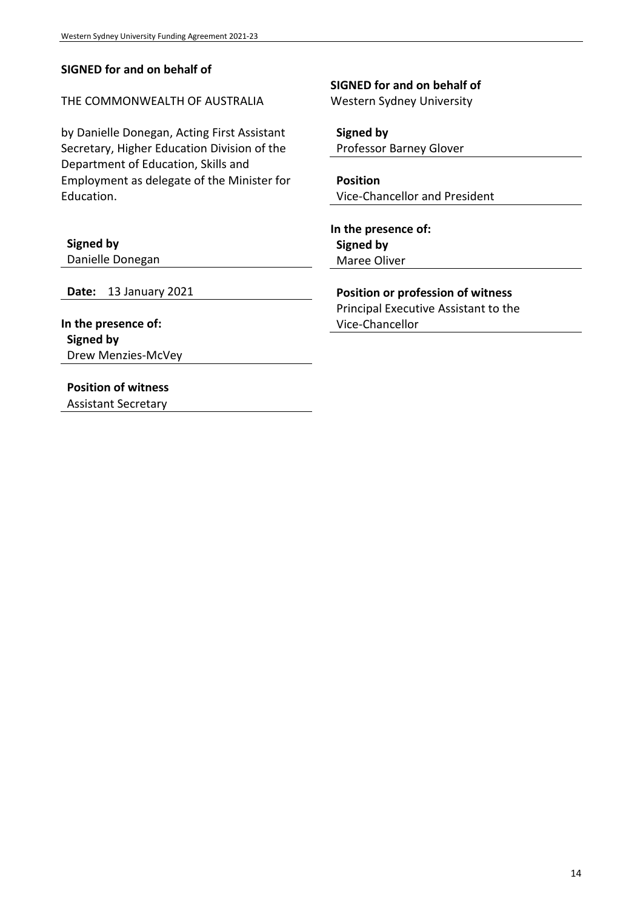**SIGNED for and on behalf of**

THE COMMONWEALTH OF AUSTRALIA

by Danielle Donegan, Acting First Assistant Secretary, Higher Education Division of the Department of Education, Skills and Employment as delegate of the Minister for Education.

**Signed by**
Danielle Donegan

**Date:** 13 January 2021

**In the presence of:**
**Signed by**
Drew Menzies-McVey

**Position of witness**
Assistant Secretary

**SIGNED for and on behalf of**
Western Sydney University

**Signed by**
Professor Barney Glover

**Position**
Vice-Chancellor and President

**In the presence of:**
**Signed by**
Maree Oliver

**Position or profession of witness**
Principal Executive Assistant to the Vice-Chancellor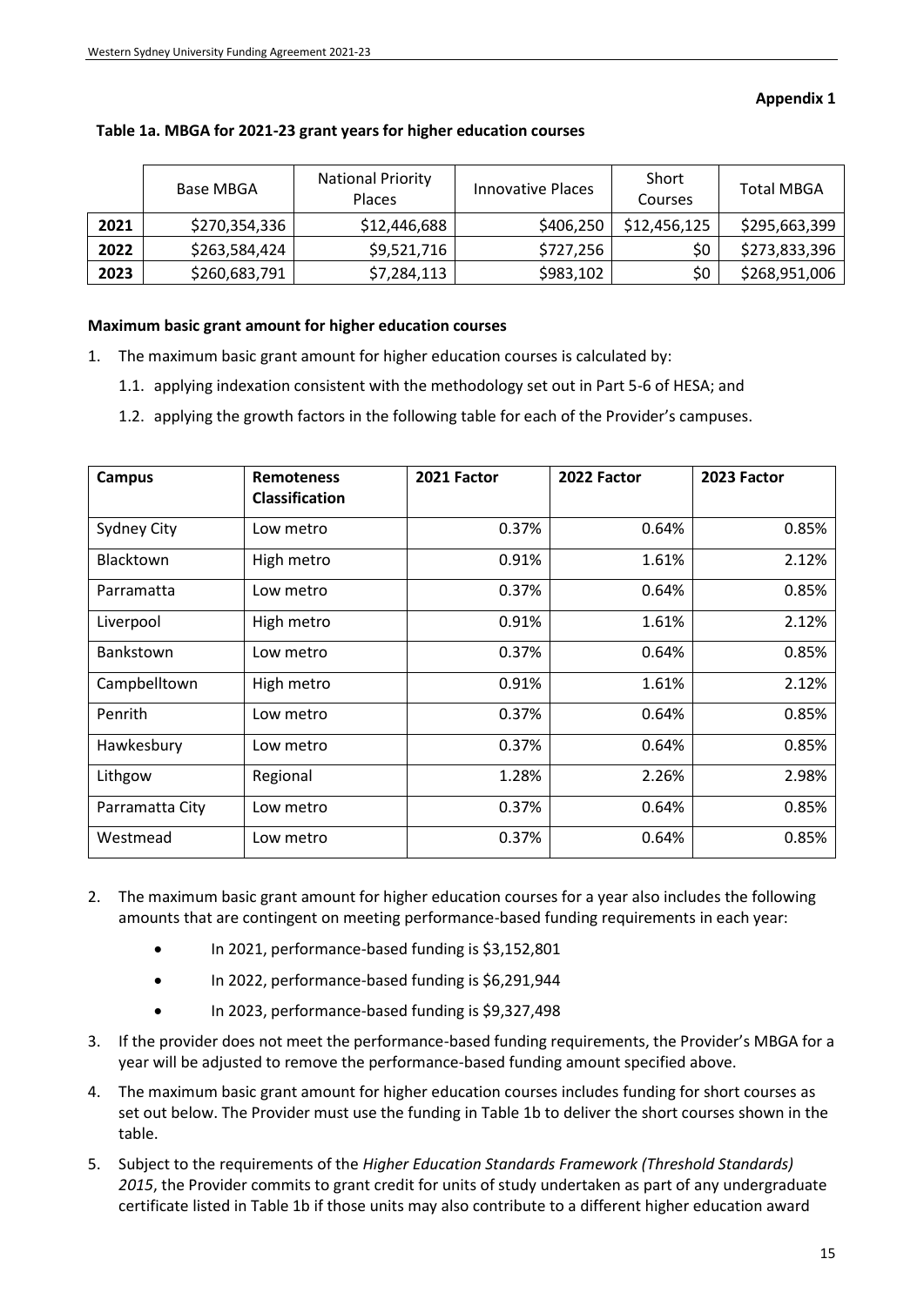**Appendix 1**

**Table 1a. MBGA for 2021-23 grant years for higher education courses**

| | Base MBGA | National Priority Places | Innovative Places | Short Courses | Total MBGA |
|---|---|---|---|---|---|
| **2021** | $270,354,336 | $12,446,688 | $406,250 | $12,456,125 | $295,663,399 |
| **2022** | $263,584,424 | $9,521,716 | $727,256 | $0 | $273,833,396 |
| **2023** | $260,683,791 | $7,284,113 | $983,102 | $0 | $268,951,006 |

**Maximum basic grant amount for higher education courses**

1. The maximum basic grant amount for higher education courses is calculated by:
    1.1. applying indexation consistent with the methodology set out in Part 5-6 of HESA; and
    1.2. applying the growth factors in the following table for each of the Provider's campuses.

| Campus | Remoteness Classification | 2021 Factor | 2022 Factor | 2023 Factor |
|---|---|---|---|---|
| Sydney City | Low metro | 0.37% | 0.64% | 0.85% |
| Blacktown | High metro | 0.91% | 1.61% | 2.12% |
| Parramatta | Low metro | 0.37% | 0.64% | 0.85% |
| Liverpool | High metro | 0.91% | 1.61% | 2.12% |
| Bankstown | Low metro | 0.37% | 0.64% | 0.85% |
| Campbelltown | High metro | 0.91% | 1.61% | 2.12% |
| Penrith | Low metro | 0.37% | 0.64% | 0.85% |
| Hawkesbury | Low metro | 0.37% | 0.64% | 0.85% |
| Lithgow | Regional | 1.28% | 2.26% | 2.98% |
| Parramatta City | Low metro | 0.37% | 0.64% | 0.85% |
| Westmead | Low metro | 0.37% | 0.64% | 0.85% |

2. The maximum basic grant amount for higher education courses for a year also includes the following amounts that are contingent on meeting performance-based funding requirements in each year:
    - In 2021, performance-based funding is $3,152,801
    - In 2022, performance-based funding is $6,291,944
    - In 2023, performance-based funding is $9,327,498
3. If the provider does not meet the performance-based funding requirements, the Provider's MBGA for a year will be adjusted to remove the performance-based funding amount specified above.
4. The maximum basic grant amount for higher education courses includes funding for short courses as set out below. The Provider must use the funding in Table 1b to deliver the short courses shown in the table.
5. Subject to the requirements of the *Higher Education Standards Framework (Threshold Standards) 2015*, the Provider commits to grant credit for units of study undertaken as part of any undergraduate certificate listed in Table 1b if those units may also contribute to a different higher education award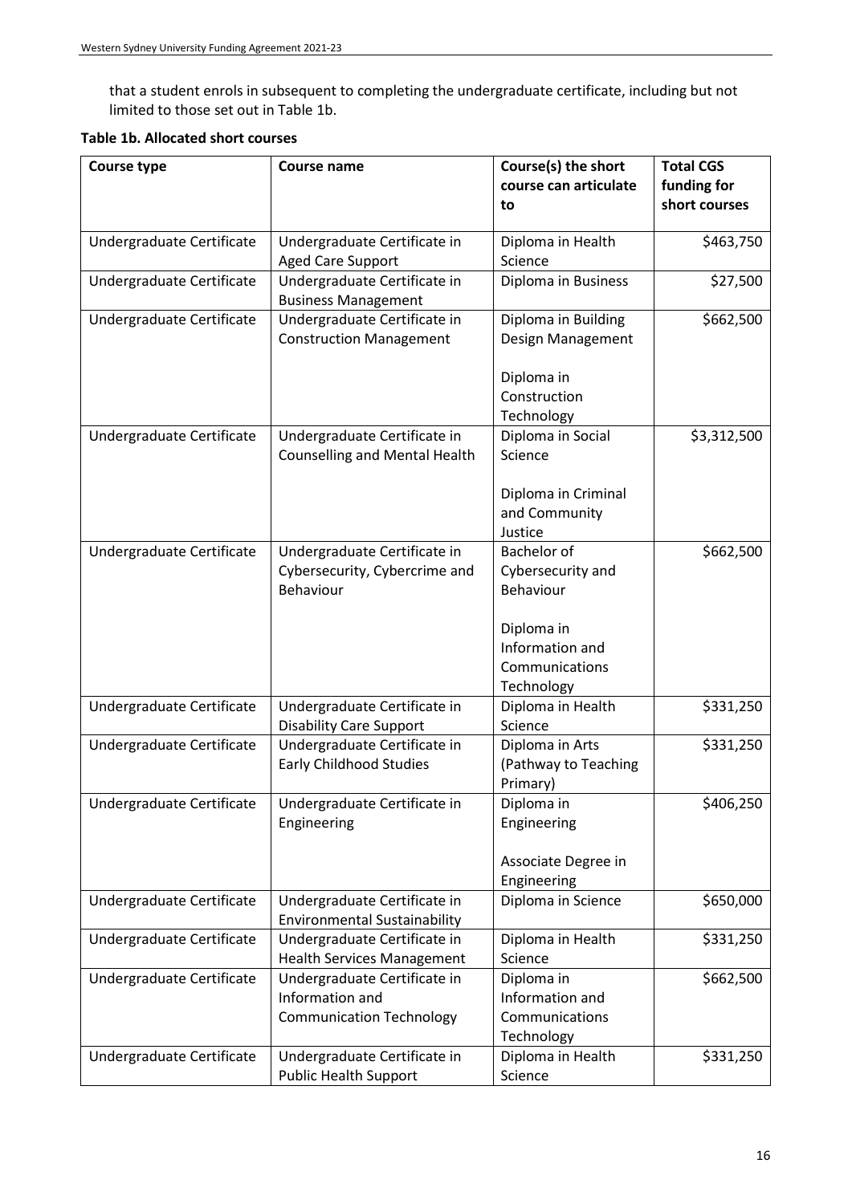that a student enrols in subsequent to completing the undergraduate certificate, including but not limited to those set out in Table 1b.

**Table 1b. Allocated short courses**

| Course type | Course name | Course(s) the short course can articulate to | Total CGS funding for short courses |
|---|---|---|---|
| Undergraduate Certificate | Undergraduate Certificate in Aged Care Support | Diploma in Health Science | \$463,750 |
| Undergraduate Certificate | Undergraduate Certificate in Business Management | Diploma in Business | \$27,500 |
| Undergraduate Certificate | Undergraduate Certificate in Construction Management | Diploma in Building Design Management<br><br>Diploma in Construction Technology | \$662,500 |
| Undergraduate Certificate | Undergraduate Certificate in Counselling and Mental Health | Diploma in Social Science<br><br>Diploma in Criminal and Community Justice | \$3,312,500 |
| Undergraduate Certificate | Undergraduate Certificate in Cybersecurity, Cybercrime and Behaviour | Bachelor of Cybersecurity and Behaviour<br><br>Diploma in Information and Communications Technology | \$662,500 |
| Undergraduate Certificate | Undergraduate Certificate in Disability Care Support | Diploma in Health Science | \$331,250 |
| Undergraduate Certificate | Undergraduate Certificate in Early Childhood Studies | Diploma in Arts (Pathway to Teaching Primary) | \$331,250 |
| Undergraduate Certificate | Undergraduate Certificate in Engineering | Diploma in Engineering<br><br>Associate Degree in Engineering | \$406,250 |
| Undergraduate Certificate | Undergraduate Certificate in Environmental Sustainability | Diploma in Science | \$650,000 |
| Undergraduate Certificate | Undergraduate Certificate in Health Services Management | Diploma in Health Science | \$331,250 |
| Undergraduate Certificate | Undergraduate Certificate in Information and Communication Technology | Diploma in Information and Communications Technology | \$662,500 |
| Undergraduate Certificate | Undergraduate Certificate in Public Health Support | Diploma in Health Science | \$331,250 |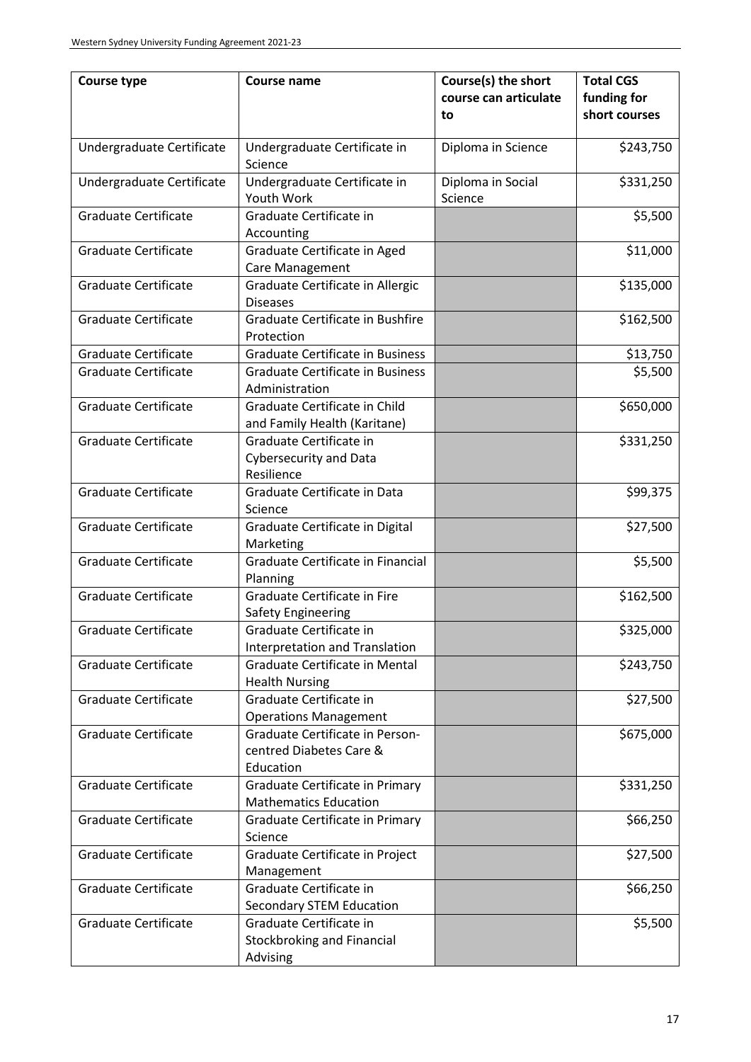| Course type | Course name | Course(s) the short course can articulate to | Total CGS funding for short courses |
|---|---|---|---|
| Undergraduate Certificate | Undergraduate Certificate in Science | Diploma in Science | $243,750 |
| Undergraduate Certificate | Undergraduate Certificate in Youth Work | Diploma in Social Science | $331,250 |
| Graduate Certificate | Graduate Certificate in Accounting | | $5,500 |
| Graduate Certificate | Graduate Certificate in Aged Care Management | | $11,000 |
| Graduate Certificate | Graduate Certificate in Allergic Diseases | | $135,000 |
| Graduate Certificate | Graduate Certificate in Bushfire Protection | | $162,500 |
| Graduate Certificate | Graduate Certificate in Business | | $13,750 |
| Graduate Certificate | Graduate Certificate in Business Administration | | $5,500 |
| Graduate Certificate | Graduate Certificate in Child and Family Health (Karitane) | | $650,000 |
| Graduate Certificate | Graduate Certificate in Cybersecurity and Data Resilience | | $331,250 |
| Graduate Certificate | Graduate Certificate in Data Science | | $99,375 |
| Graduate Certificate | Graduate Certificate in Digital Marketing | | $27,500 |
| Graduate Certificate | Graduate Certificate in Financial Planning | | $5,500 |
| Graduate Certificate | Graduate Certificate in Fire Safety Engineering | | $162,500 |
| Graduate Certificate | Graduate Certificate in Interpretation and Translation | | $325,000 |
| Graduate Certificate | Graduate Certificate in Mental Health Nursing | | $243,750 |
| Graduate Certificate | Graduate Certificate in Operations Management | | $27,500 |
| Graduate Certificate | Graduate Certificate in Person-centred Diabetes Care & Education | | $675,000 |
| Graduate Certificate | Graduate Certificate in Primary Mathematics Education | | $331,250 |
| Graduate Certificate | Graduate Certificate in Primary Science | | $66,250 |
| Graduate Certificate | Graduate Certificate in Project Management | | $27,500 |
| Graduate Certificate | Graduate Certificate in Secondary STEM Education | | $66,250 |
| Graduate Certificate | Graduate Certificate in Stockbroking and Financial Advising | | $5,500 |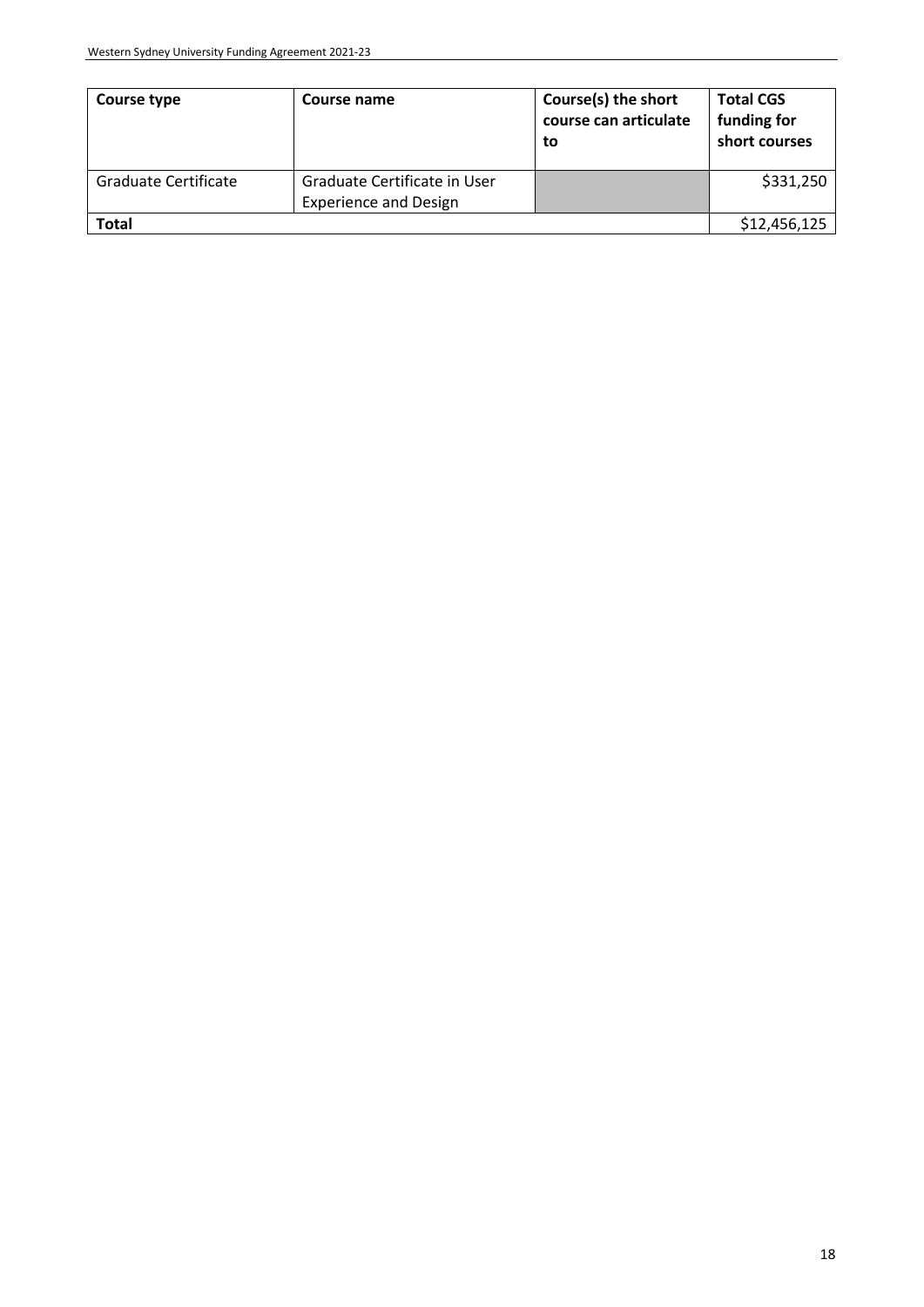| Course type | Course name | Course(s) the short course can articulate to | Total CGS funding for short courses |
|---|---|---|---|
| Graduate Certificate | Graduate Certificate in User Experience and Design | | $331,250 |
| **Total** | | | $12,456,125 |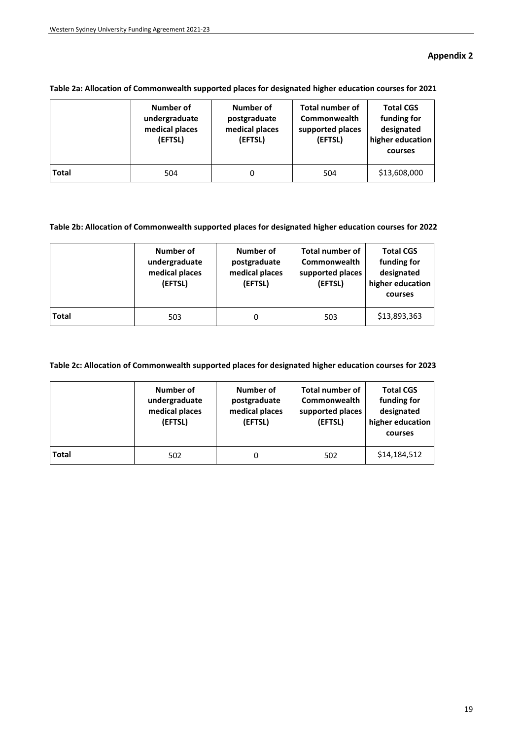**Appendix 2**

**Table 2a: Allocation of Commonwealth supported places for designated higher education courses for 2021**

| | Number of undergraduate medical places (EFTSL) | Number of postgraduate medical places (EFTSL) | Total number of Commonwealth supported places (EFTSL) | Total CGS funding for designated higher education courses |
|---|---|---|---|---|
| **Total** | 504 | 0 | 504 | $13,608,000 |

**Table 2b: Allocation of Commonwealth supported places for designated higher education courses for 2022**

| | Number of undergraduate medical places (EFTSL) | Number of postgraduate medical places (EFTSL) | Total number of Commonwealth supported places (EFTSL) | Total CGS funding for designated higher education courses |
|---|---|---|---|---|
| **Total** | 503 | 0 | 503 | $13,893,363 |

**Table 2c: Allocation of Commonwealth supported places for designated higher education courses for 2023**

| | Number of undergraduate medical places (EFTSL) | Number of postgraduate medical places (EFTSL) | Total number of Commonwealth supported places (EFTSL) | Total CGS funding for designated higher education courses |
|---|---|---|---|---|
| **Total** | 502 | 0 | 502 | $14,184,512 |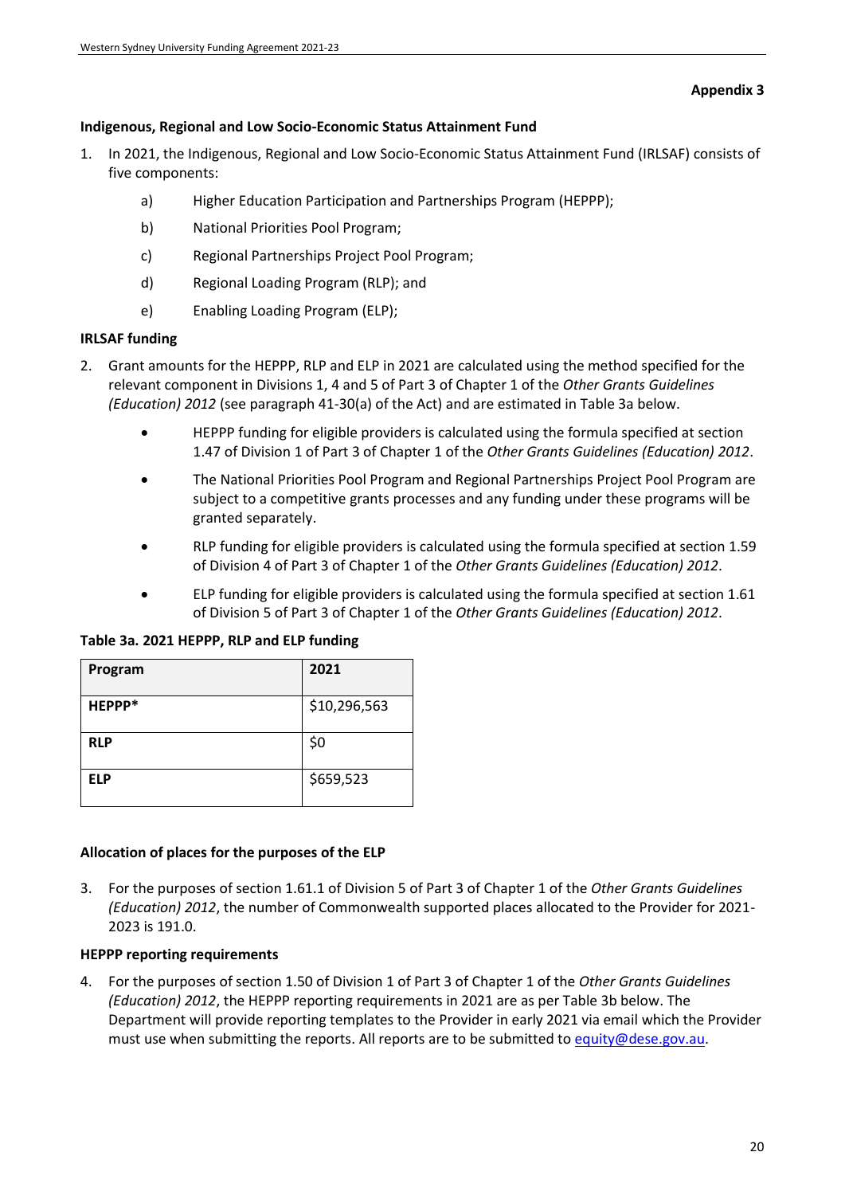**Appendix 3**

**Indigenous, Regional and Low Socio-Economic Status Attainment Fund**

1. In 2021, the Indigenous, Regional and Low Socio-Economic Status Attainment Fund (IRLSAF) consists of five components:

    a) Higher Education Participation and Partnerships Program (HEPPP);

    b) National Priorities Pool Program;

    c) Regional Partnerships Project Pool Program;

    d) Regional Loading Program (RLP); and

    e) Enabling Loading Program (ELP);

**IRLSAF funding**

2. Grant amounts for the HEPPP, RLP and ELP in 2021 are calculated using the method specified for the relevant component in Divisions 1, 4 and 5 of Part 3 of Chapter 1 of the *Other Grants Guidelines (Education) 2012* (see paragraph 41-30(a) of the Act) and are estimated in Table 3a below.

    - HEPPP funding for eligible providers is calculated using the formula specified at section 1.47 of Division 1 of Part 3 of Chapter 1 of the *Other Grants Guidelines (Education) 2012*.
    - The National Priorities Pool Program and Regional Partnerships Project Pool Program are subject to a competitive grants processes and any funding under these programs will be granted separately.
    - RLP funding for eligible providers is calculated using the formula specified at section 1.59 of Division 4 of Part 3 of Chapter 1 of the *Other Grants Guidelines (Education) 2012*.
    - ELP funding for eligible providers is calculated using the formula specified at section 1.61 of Division 5 of Part 3 of Chapter 1 of the *Other Grants Guidelines (Education) 2012*.

**Table 3a. 2021 HEPPP, RLP and ELP funding**

| Program | 2021 |
|---|---|
| **HEPPP*** | $10,296,563 |
| **RLP** | $0 |
| **ELP** | $659,523 |

**Allocation of places for the purposes of the ELP**

3. For the purposes of section 1.61.1 of Division 5 of Part 3 of Chapter 1 of the *Other Grants Guidelines (Education) 2012*, the number of Commonwealth supported places allocated to the Provider for 2021-2023 is 191.0.

**HEPPP reporting requirements**

4. For the purposes of section 1.50 of Division 1 of Part 3 of Chapter 1 of the *Other Grants Guidelines (Education) 2012*, the HEPPP reporting requirements in 2021 are as per Table 3b below. The Department will provide reporting templates to the Provider in early 2021 via email which the Provider must use when submitting the reports. All reports are to be submitted to equity@dese.gov.au.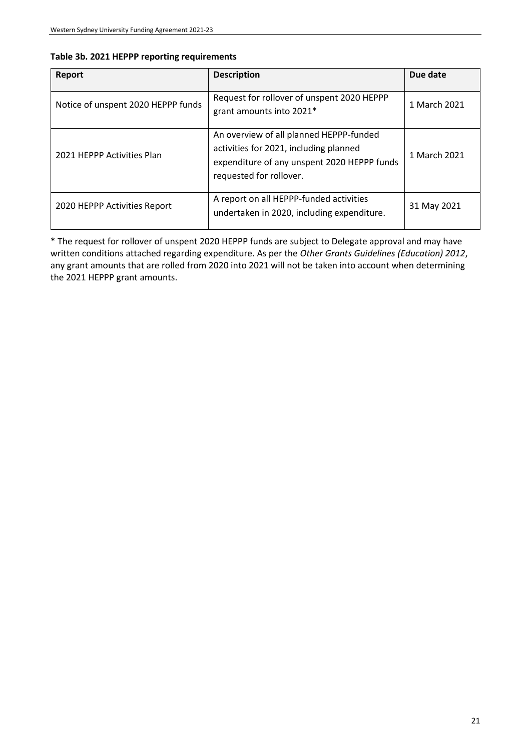**Table 3b. 2021 HEPPP reporting requirements**

| Report | Description | Due date |
|---|---|---|
| Notice of unspent 2020 HEPPP funds | Request for rollover of unspent 2020 HEPPP grant amounts into 2021* | 1 March 2021 |
| 2021 HEPPP Activities Plan | An overview of all planned HEPPP-funded activities for 2021, including planned expenditure of any unspent 2020 HEPPP funds requested for rollover. | 1 March 2021 |
| 2020 HEPPP Activities Report | A report on all HEPPP-funded activities undertaken in 2020, including expenditure. | 31 May 2021 |

* The request for rollover of unspent 2020 HEPPP funds are subject to Delegate approval and may have written conditions attached regarding expenditure. As per the *Other Grants Guidelines (Education) 2012*, any grant amounts that are rolled from 2020 into 2021 will not be taken into account when determining the 2021 HEPPP grant amounts.